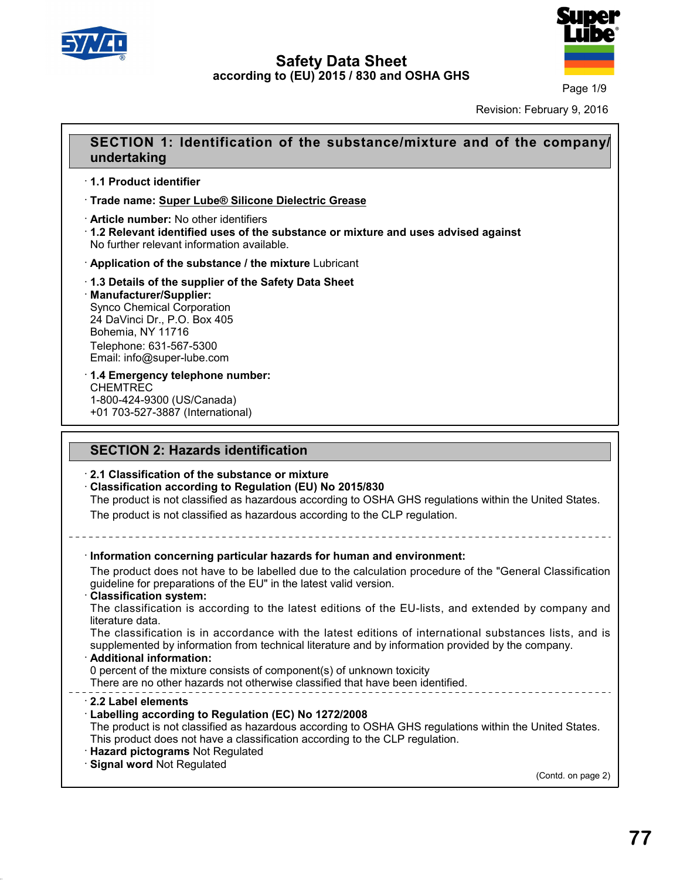# Safety Data Sheet
according to (EU) 2015 / 830 and OSHA GHS

Revision: February 9, 2016

## SECTION 1: Identification of the substance/mixture and of the company/undertaking

· **1.1 Product identifier**

· **Trade name: Super Lube® Silicone Dielectric Grease**

· **Article number:** No other identifiers
· **1.2 Relevant identified uses of the substance or mixture and uses advised against**
No further relevant information available.

· **Application of the substance / the mixture** Lubricant

· **1.3 Details of the supplier of the Safety Data Sheet**
· **Manufacturer/Supplier:**
Synco Chemical Corporation
24 DaVinci Dr., P.O. Box 405
Bohemia, NY 11716
Telephone: 631-567-5300
Email: info@super-lube.com

· **1.4 Emergency telephone number:**
CHEMTREC
1-800-424-9300 (US/Canada)
+01 703-527-3887 (International)

## SECTION 2: Hazards identification

· **2.1 Classification of the substance or mixture**
· **Classification according to Regulation (EU) No 2015/830**
The product is not classified as hazardous according to OSHA GHS regulations within the United States.
The product is not classified as hazardous according to the CLP regulation.

---

· **Information concerning particular hazards for human and environment:**
The product does not have to be labelled due to the calculation procedure of the "General Classification guideline for preparations of the EU" in the latest valid version.
· **Classification system:**
The classification is according to the latest editions of the EU-lists, and extended by company and literature data.
The classification is in accordance with the latest editions of international substances lists, and is supplemented by information from technical literature and by information provided by the company.
· **Additional information:**
0 percent of the mixture consists of component(s) of unknown toxicity
There are no other hazards not otherwise classified that have been identified.

---

· **2.2 Label elements**
· **Labelling according to Regulation (EC) No 1272/2008**
The product is not classified as hazardous according to OSHA GHS regulations within the United States.
This product does not have a classification according to the CLP regulation.
· **Hazard pictograms** Not Regulated
· **Signal word** Not Regulated

(Contd. on page 2)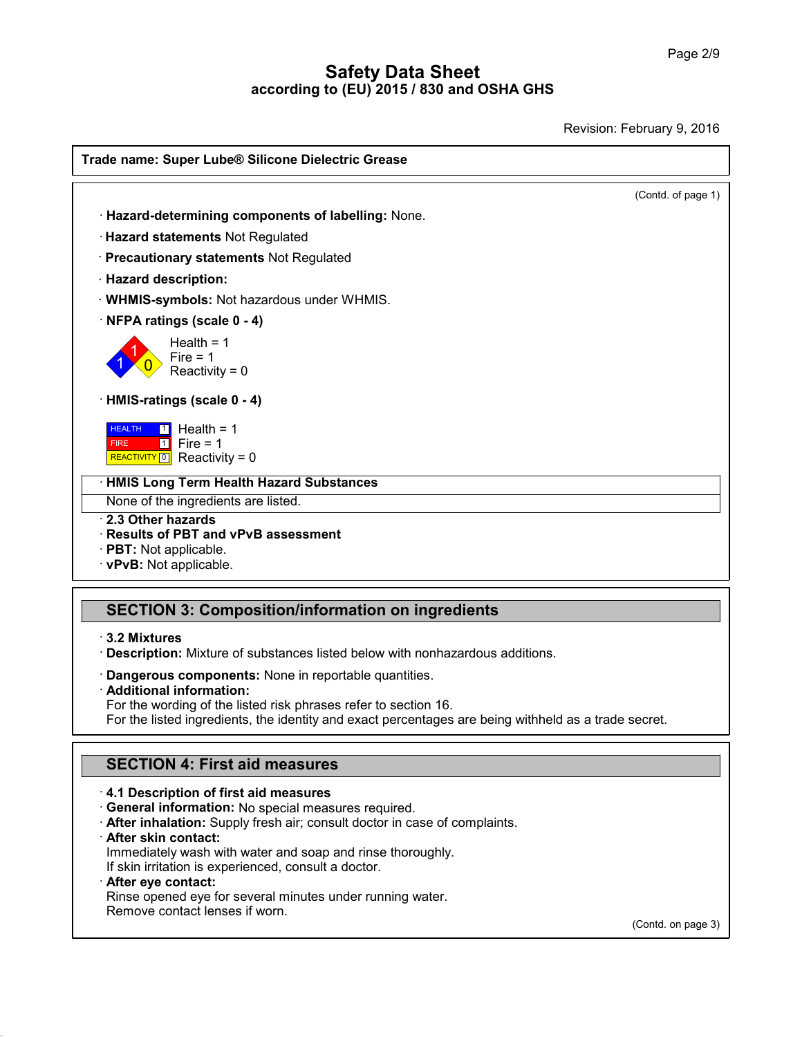# Safety Data Sheet
## according to (EU) 2015 / 830 and OSHA GHS

Revision: February 9, 2016

**Trade name: Super Lube® Silicone Dielectric Grease**

(Contd. of page 1)

· **Hazard-determining components of labelling:** None.

· **Hazard statements** Not Regulated

· **Precautionary statements** Not Regulated

· **Hazard description:**

· **WHMIS-symbols:** Not hazardous under WHMIS.

· **NFPA ratings (scale 0 - 4)**

Health = 1
Fire = 1
Reactivity = 0

· **HMIS-ratings (scale 0 - 4)**

| | | |
|---|---|---|
| HEALTH | 1 | Health = 1 |
| FIRE | 1 | Fire = 1 |
| REACTIVITY | 0 | Reactivity = 0 |

· **HMIS Long Term Health Hazard Substances**

None of the ingredients are listed.

· **2.3 Other hazards**
· **Results of PBT and vPvB assessment**
· **PBT:** Not applicable.
· **vPvB:** Not applicable.

## SECTION 3: Composition/information on ingredients

· **3.2 Mixtures**
· **Description:** Mixture of substances listed below with nonhazardous additions.

· **Dangerous components:** None in reportable quantities.
· **Additional information:**
For the wording of the listed risk phrases refer to section 16.
For the listed ingredients, the identity and exact percentages are being withheld as a trade secret.

## SECTION 4: First aid measures

· **4.1 Description of first aid measures**
· **General information:** No special measures required.
· **After inhalation:** Supply fresh air; consult doctor in case of complaints.
· **After skin contact:**
Immediately wash with water and soap and rinse thoroughly.
If skin irritation is experienced, consult a doctor.
· **After eye contact:**
Rinse opened eye for several minutes under running water.
Remove contact lenses if worn.

(Contd. on page 3)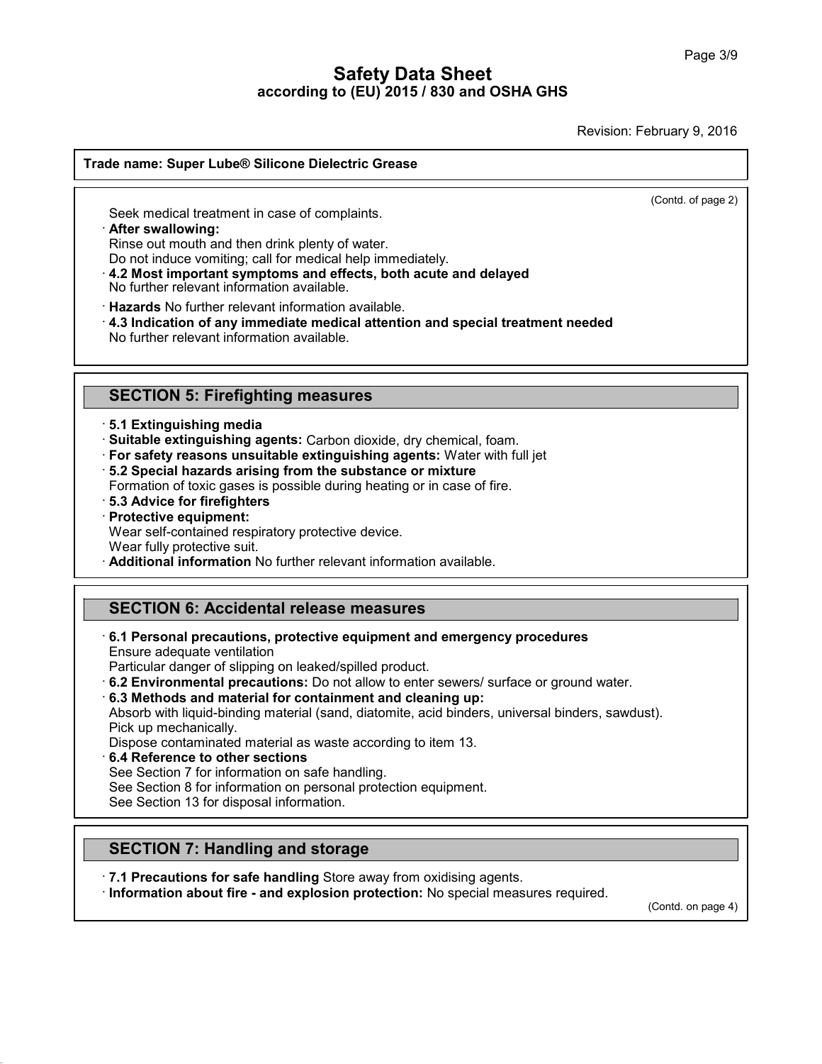**Trade name: Super Lube® Silicone Dielectric Grease**

(Contd. of page 2)

Seek medical treatment in case of complaints.

· **After swallowing:**
Rinse out mouth and then drink plenty of water.
Do not induce vomiting; call for medical help immediately.

· **4.2 Most important symptoms and effects, both acute and delayed**
No further relevant information available.

· **Hazards** No further relevant information available.

· **4.3 Indication of any immediate medical attention and special treatment needed**
No further relevant information available.

## SECTION 5: Firefighting measures

· **5.1 Extinguishing media**

· **Suitable extinguishing agents:** Carbon dioxide, dry chemical, foam.

· **For safety reasons unsuitable extinguishing agents:** Water with full jet

· **5.2 Special hazards arising from the substance or mixture**
Formation of toxic gases is possible during heating or in case of fire.

· **5.3 Advice for firefighters**

· **Protective equipment:**
Wear self-contained respiratory protective device.
Wear fully protective suit.

· **Additional information** No further relevant information available.

## SECTION 6: Accidental release measures

· **6.1 Personal precautions, protective equipment and emergency procedures**
Ensure adequate ventilation
Particular danger of slipping on leaked/spilled product.

· **6.2 Environmental precautions:** Do not allow to enter sewers/ surface or ground water.

· **6.3 Methods and material for containment and cleaning up:**
Absorb with liquid-binding material (sand, diatomite, acid binders, universal binders, sawdust).
Pick up mechanically.
Dispose contaminated material as waste according to item 13.

· **6.4 Reference to other sections**
See Section 7 for information on safe handling.
See Section 8 for information on personal protection equipment.
See Section 13 for disposal information.

## SECTION 7: Handling and storage

· **7.1 Precautions for safe handling** Store away from oxidising agents.

· **Information about fire - and explosion protection:** No special measures required.

(Contd. on page 4)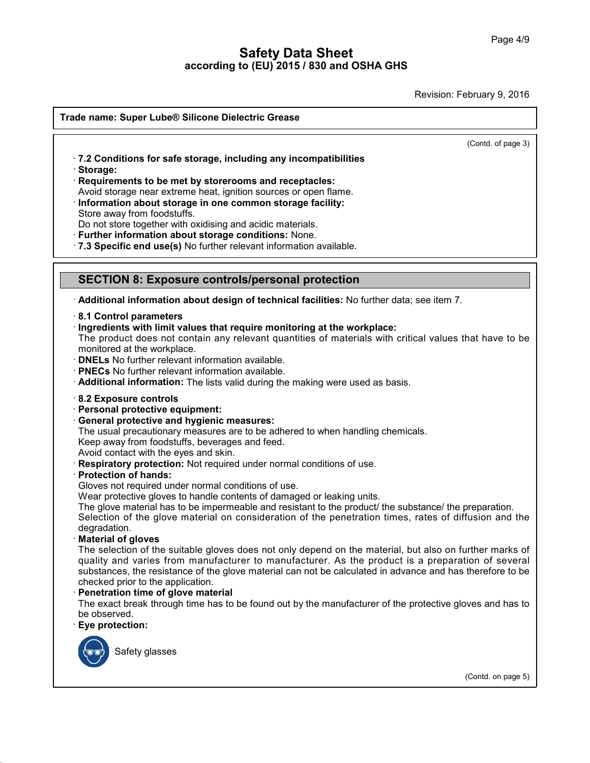Trade name: Super Lube® Silicone Dielectric Grease

(Contd. of page 3)

· **7.2 Conditions for safe storage, including any incompatibilities**
· **Storage:**
· **Requirements to be met by storerooms and receptacles:**
Avoid storage near extreme heat, ignition sources or open flame.
· **Information about storage in one common storage facility:**
Store away from foodstuffs.
Do not store together with oxidising and acidic materials.
· **Further information about storage conditions:** None.
· **7.3 Specific end use(s)** No further relevant information available.

## SECTION 8: Exposure controls/personal protection

· **Additional information about design of technical facilities:** No further data; see item 7.

· **8.1 Control parameters**
· **Ingredients with limit values that require monitoring at the workplace:**
The product does not contain any relevant quantities of materials with critical values that have to be monitored at the workplace.
· **DNELs** No further relevant information available.
· **PNECs** No further relevant information available.
· **Additional information:** The lists valid during the making were used as basis.

· **8.2 Exposure controls**
· **Personal protective equipment:**
· **General protective and hygienic measures:**
The usual precautionary measures are to be adhered to when handling chemicals.
Keep away from foodstuffs, beverages and feed.
Avoid contact with the eyes and skin.
· **Respiratory protection:** Not required under normal conditions of use.
· **Protection of hands:**
Gloves not required under normal conditions of use.
Wear protective gloves to handle contents of damaged or leaking units.
The glove material has to be impermeable and resistant to the product/ the substance/ the preparation.
Selection of the glove material on consideration of the penetration times, rates of diffusion and the degradation.
· **Material of gloves**
The selection of the suitable gloves does not only depend on the material, but also on further marks of quality and varies from manufacturer to manufacturer. As the product is a preparation of several substances, the resistance of the glove material can not be calculated in advance and has therefore to be checked prior to the application.
· **Penetration time of glove material**
The exact break through time has to be found out by the manufacturer of the protective gloves and has to be observed.
· **Eye protection:**

Safety glasses

(Contd. on page 5)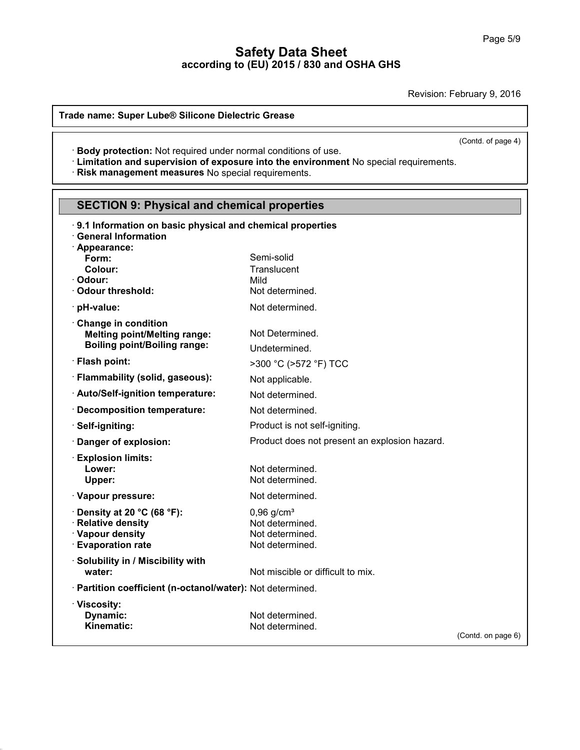**Trade name: Super Lube® Silicone Dielectric Grease**

(Contd. of page 4)

· **Body protection:** Not required under normal conditions of use.
· **Limitation and supervision of exposure into the environment** No special requirements.
· **Risk management measures** No special requirements.

## SECTION 9: Physical and chemical properties

· **9.1 Information on basic physical and chemical properties**
· **General Information**

| | |
|---|---|
| · **Appearance:** | |
| **Form:** | Semi-solid |
| **Colour:** | Translucent |
| · **Odour:** | Mild |
| · **Odour threshold:** | Not determined. |
| · **pH-value:** | Not determined. |
| · **Change in condition** | |
| **Melting point/Melting range:** | Not Determined. |
| **Boiling point/Boiling range:** | Undetermined. |
| · **Flash point:** | >300 °C (>572 °F) TCC |
| · **Flammability (solid, gaseous):** | Not applicable. |
| · **Auto/Self-ignition temperature:** | Not determined. |
| · **Decomposition temperature:** | Not determined. |
| · **Self-igniting:** | Product is not self-igniting. |
| · **Danger of explosion:** | Product does not present an explosion hazard. |
| · **Explosion limits:** | |
| **Lower:** | Not determined. |
| **Upper:** | Not determined. |
| · **Vapour pressure:** | Not determined. |
| · **Density at 20 °C (68 °F):** | 0,96 g/cm³ |
| · **Relative density** | Not determined. |
| · **Vapour density** | Not determined. |
| · **Evaporation rate** | Not determined. |
| · **Solubility in / Miscibility with** | |
| **water:** | Not miscible or difficult to mix. |
| · **Partition coefficient (n-octanol/water):** | Not determined. |
| · **Viscosity:** | |
| **Dynamic:** | Not determined. |
| **Kinematic:** | Not determined. |

(Contd. on page 6)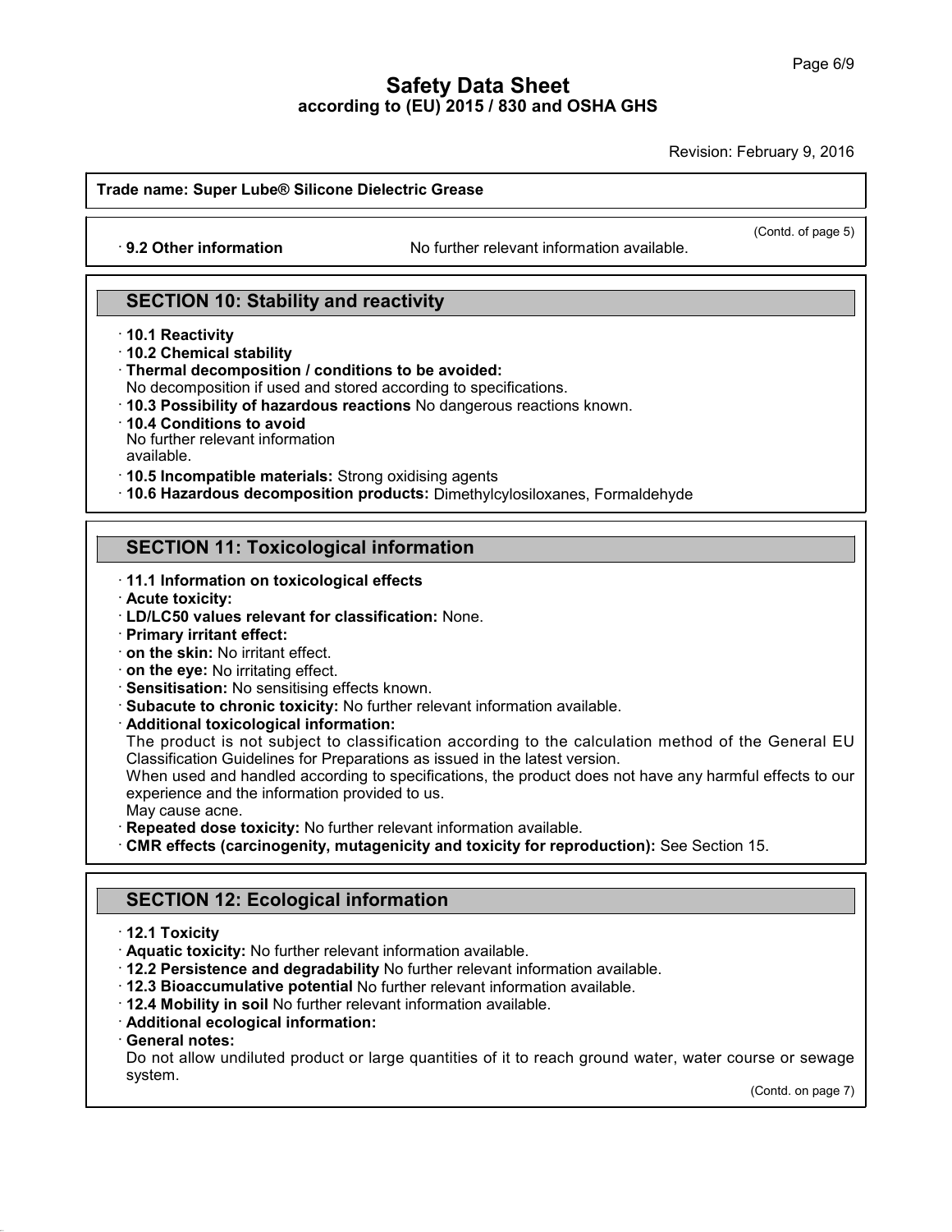**Trade name: Super Lube® Silicone Dielectric Grease**

(Contd. of page 5)

· **9.2 Other information** No further relevant information available.

## SECTION 10: Stability and reactivity

· **10.1 Reactivity**
· **10.2 Chemical stability**
· **Thermal decomposition / conditions to be avoided:**
No decomposition if used and stored according to specifications.
· **10.3 Possibility of hazardous reactions** No dangerous reactions known.
· **10.4 Conditions to avoid**
No further relevant information available.
· **10.5 Incompatible materials:** Strong oxidising agents
· **10.6 Hazardous decomposition products:** Dimethylcylosiloxanes, Formaldehyde

## SECTION 11: Toxicological information

· **11.1 Information on toxicological effects**
· **Acute toxicity:**
· **LD/LC50 values relevant for classification:** None.
· **Primary irritant effect:**
· **on the skin:** No irritant effect.
· **on the eye:** No irritating effect.
· **Sensitisation:** No sensitising effects known.
· **Subacute to chronic toxicity:** No further relevant information available.
· **Additional toxicological information:**
The product is not subject to classification according to the calculation method of the General EU Classification Guidelines for Preparations as issued in the latest version.
When used and handled according to specifications, the product does not have any harmful effects to our experience and the information provided to us.
May cause acne.
· **Repeated dose toxicity:** No further relevant information available.
· **CMR effects (carcinogenity, mutagenicity and toxicity for reproduction):** See Section 15.

## SECTION 12: Ecological information

· **12.1 Toxicity**
· **Aquatic toxicity:** No further relevant information available.
· **12.2 Persistence and degradability** No further relevant information available.
· **12.3 Bioaccumulative potential** No further relevant information available.
· **12.4 Mobility in soil** No further relevant information available.
· **Additional ecological information:**
· **General notes:**
Do not allow undiluted product or large quantities of it to reach ground water, water course or sewage system.

(Contd. on page 7)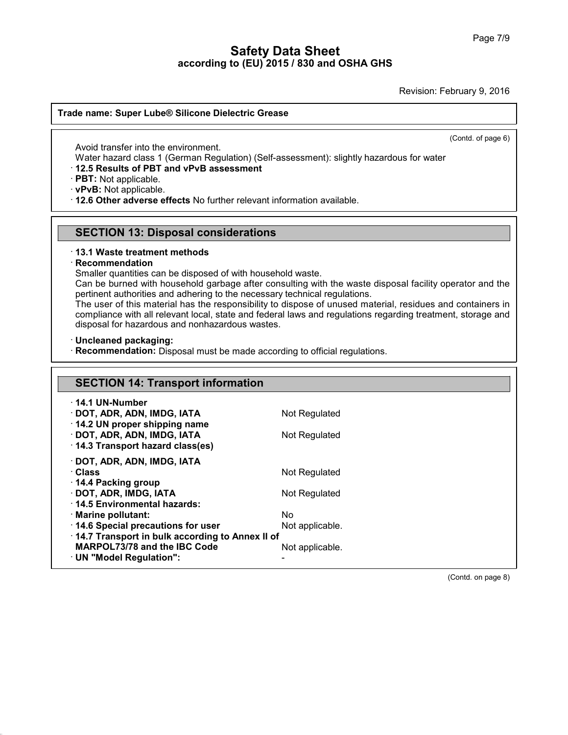(Contd. of page 6)

Avoid transfer into the environment.
Water hazard class 1 (German Regulation) (Self-assessment): slightly hazardous for water

· **12.5 Results of PBT and vPvB assessment**
· **PBT:** Not applicable.
· **vPvB:** Not applicable.
· **12.6 Other adverse effects** No further relevant information available.

## SECTION 13: Disposal considerations

· **13.1 Waste treatment methods**
· **Recommendation**
Smaller quantities can be disposed of with household waste.
Can be burned with household garbage after consulting with the waste disposal facility operator and the pertinent authorities and adhering to the necessary technical regulations.
The user of this material has the responsibility to dispose of unused material, residues and containers in compliance with all relevant local, state and federal laws and regulations regarding treatment, storage and disposal for hazardous and nonhazardous wastes.

· **Uncleaned packaging:**
· **Recommendation:** Disposal must be made according to official regulations.

## SECTION 14: Transport information

| | |
|---|---|
| · **14.1 UN-Number** | |
| · **DOT, ADR, ADN, IMDG, IATA** | Not Regulated |
| · **14.2 UN proper shipping name** | |
| · **DOT, ADR, ADN, IMDG, IATA** | Not Regulated |
| · **14.3 Transport hazard class(es)** | |
| · **DOT, ADR, ADN, IMDG, IATA** | |
| · **Class** | Not Regulated |
| · **14.4 Packing group** | |
| · **DOT, ADR, IMDG, IATA** | Not Regulated |
| · **14.5 Environmental hazards:** | |
| · **Marine pollutant:** | No |
| · **14.6 Special precautions for user** | Not applicable. |
| · **14.7 Transport in bulk according to Annex II of MARPOL73/78 and the IBC Code** | Not applicable. |
| · **UN "Model Regulation":** | - |

(Contd. on page 8)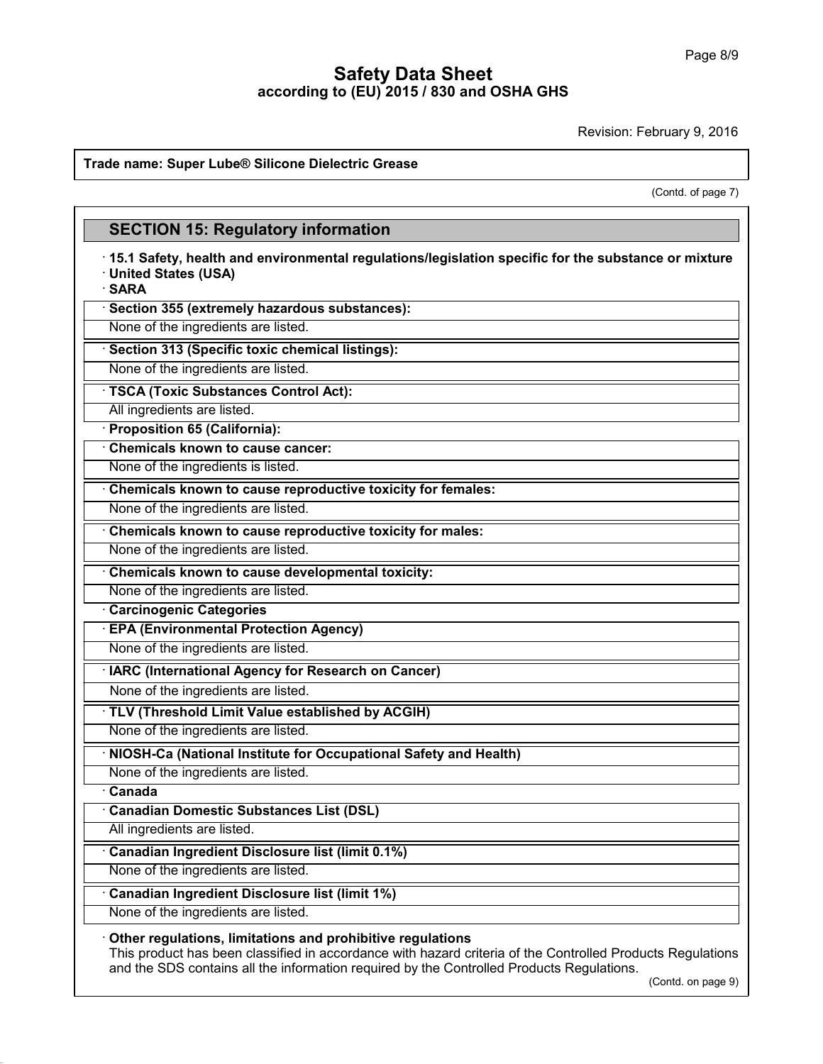**Trade name: Super Lube® Silicone Dielectric Grease**

(Contd. of page 7)

## SECTION 15: Regulatory information

· **15.1 Safety, health and environmental regulations/legislation specific for the substance or mixture**

· **United States (USA)**

· **SARA**

· **Section 355 (extremely hazardous substances):**

None of the ingredients are listed.

· **Section 313 (Specific toxic chemical listings):**

None of the ingredients are listed.

· **TSCA (Toxic Substances Control Act):**

All ingredients are listed.

· **Proposition 65 (California):**

· **Chemicals known to cause cancer:**

None of the ingredients is listed.

· **Chemicals known to cause reproductive toxicity for females:**

None of the ingredients are listed.

· **Chemicals known to cause reproductive toxicity for males:**

None of the ingredients are listed.

· **Chemicals known to cause developmental toxicity:**

None of the ingredients are listed.

· **Carcinogenic Categories**

· **EPA (Environmental Protection Agency)**

None of the ingredients are listed.

· **IARC (International Agency for Research on Cancer)**

None of the ingredients are listed.

· **TLV (Threshold Limit Value established by ACGIH)**

None of the ingredients are listed.

· **NIOSH-Ca (National Institute for Occupational Safety and Health)**

None of the ingredients are listed.

· **Canada**

· **Canadian Domestic Substances List (DSL)**

All ingredients are listed.

· **Canadian Ingredient Disclosure list (limit 0.1%)**

None of the ingredients are listed.

· **Canadian Ingredient Disclosure list (limit 1%)**

None of the ingredients are listed.

· **Other regulations, limitations and prohibitive regulations**

This product has been classified in accordance with hazard criteria of the Controlled Products Regulations and the SDS contains all the information required by the Controlled Products Regulations.

(Contd. on page 9)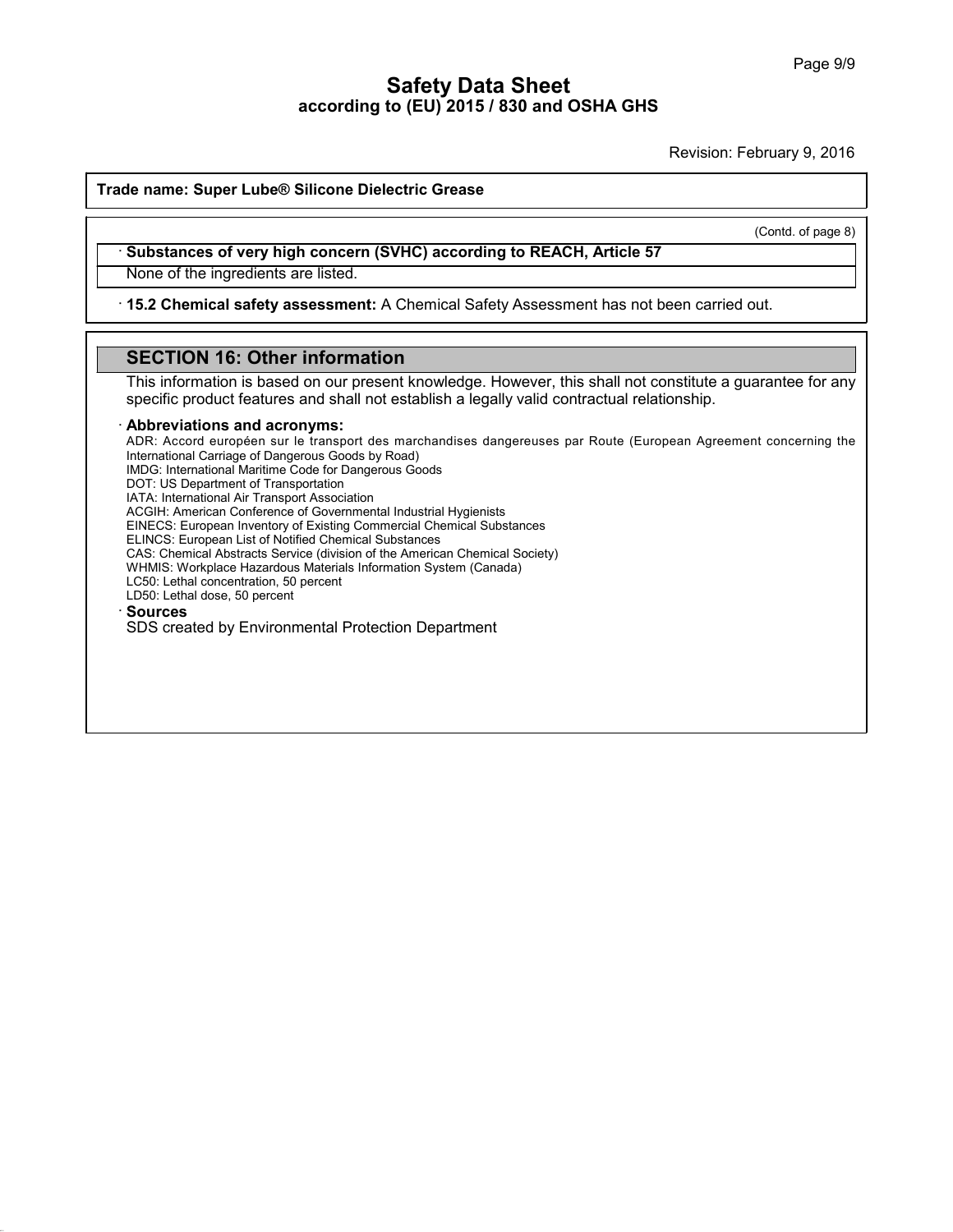Trade name: Super Lube® Silicone Dielectric Grease

(Contd. of page 8)

· **Substances of very high concern (SVHC) according to REACH, Article 57**

None of the ingredients are listed.

· **15.2 Chemical safety assessment:** A Chemical Safety Assessment has not been carried out.

## SECTION 16: Other information

This information is based on our present knowledge. However, this shall not constitute a guarantee for any specific product features and shall not establish a legally valid contractual relationship.

· **Abbreviations and acronyms:**

ADR: Accord européen sur le transport des marchandises dangereuses par Route (European Agreement concerning the International Carriage of Dangerous Goods by Road)
IMDG: International Maritime Code for Dangerous Goods
DOT: US Department of Transportation
IATA: International Air Transport Association
ACGIH: American Conference of Governmental Industrial Hygienists
EINECS: European Inventory of Existing Commercial Chemical Substances
ELINCS: European List of Notified Chemical Substances
CAS: Chemical Abstracts Service (division of the American Chemical Society)
WHMIS: Workplace Hazardous Materials Information System (Canada)
LC50: Lethal concentration, 50 percent
LD50: Lethal dose, 50 percent

· **Sources**

SDS created by Environmental Protection Department